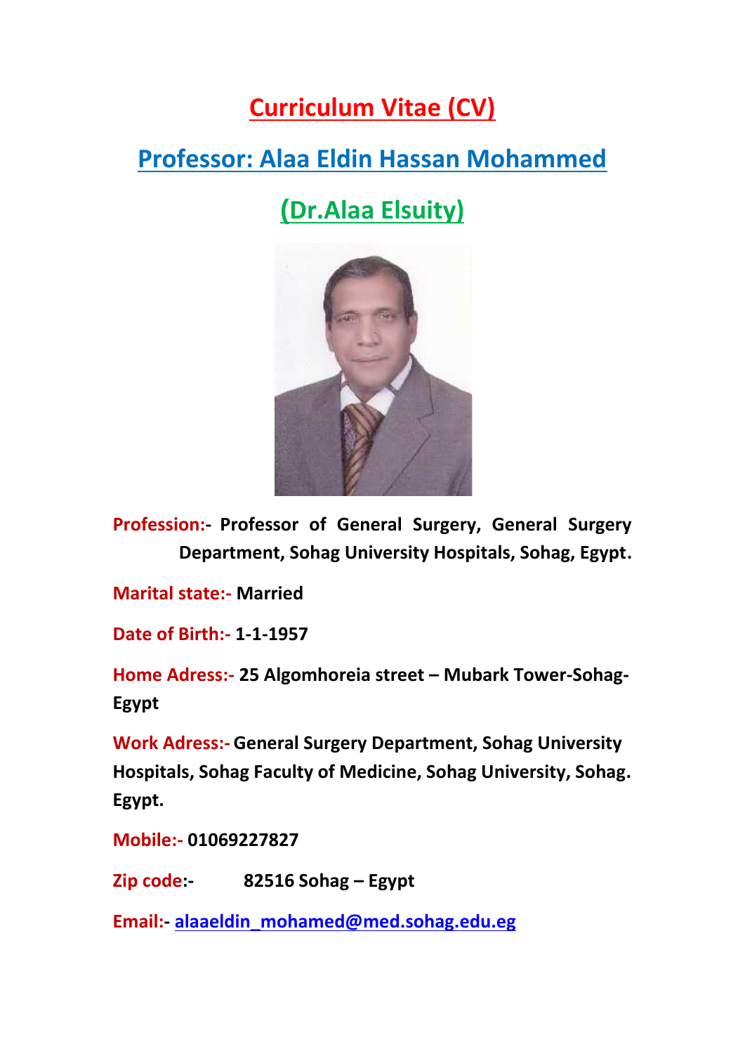# Curriculum Vitae (CV)

## Professor: Alaa Eldin Hassan Mohammed

## (Dr.Alaa Elsuity)

**Profession:-** **Professor of General Surgery, General Surgery Department, Sohag University Hospitals, Sohag, Egypt.**

**Marital state:-** **Married**

**Date of Birth:-** **1-1-1957**

**Home Adress:-** **25 Algomhoreia street – Mubark Tower-Sohag-Egypt**

**Work Adress:-** **General Surgery Department, Sohag University Hospitals, Sohag Faculty of Medicine, Sohag University, Sohag. Egypt.**

**Mobile:-** **01069227827**

**Zip code:-** **82516 Sohag – Egypt**

**Email:-** **alaaeldin_mohamed@med.sohag.edu.eg**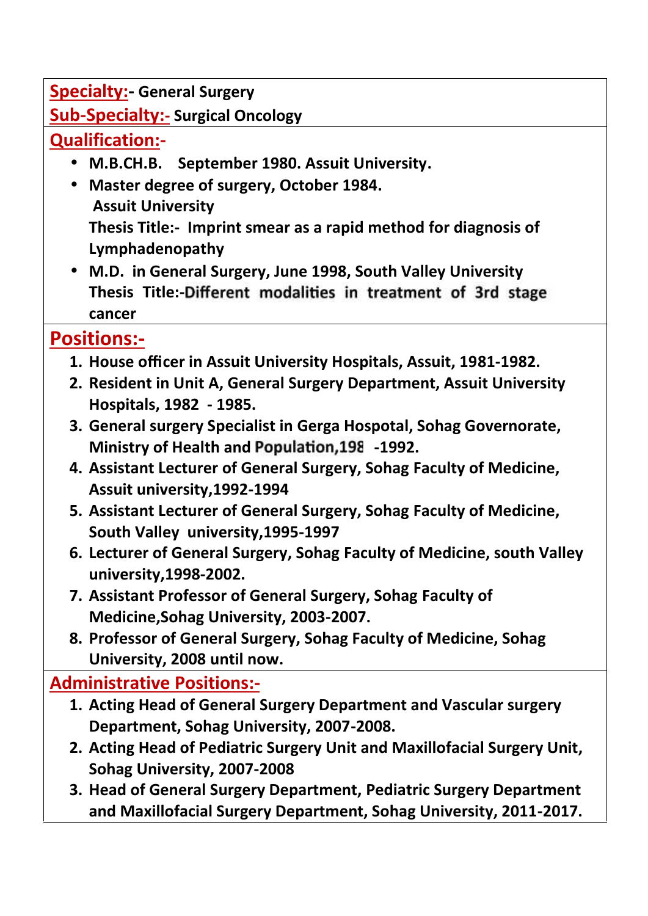**Specialty:-** General Surgery

**Sub-Specialty:-** Surgical Oncology

## Qualification:-

- **M.B.CH.B.** September 1980. Assuit University.
- **Master degree of surgery, October 1984.**
  Assuit University
  Thesis Title:- Imprint smear as a rapid method for diagnosis of Lymphadenopathy
- **M.D. in General Surgery, June 1998, South Valley University**
  Thesis Title:-Different modalities in treatment of 3rd stage cancer

## Positions:-

1. House officer in Assuit University Hospitals, Assuit, 1981-1982.
2. Resident in Unit A, General Surgery Department, Assuit University Hospitals, 1982 - 1985.
3. General surgery Specialist in Gerga Hospotal, Sohag Governorate, Ministry of Health and Population,198 -1992.
4. Assistant Lecturer of General Surgery, Sohag Faculty of Medicine, Assuit university,1992-1994
5. Assistant Lecturer of General Surgery, Sohag Faculty of Medicine, South Valley university,1995-1997
6. Lecturer of General Surgery, Sohag Faculty of Medicine, south Valley university,1998-2002.
7. Assistant Professor of General Surgery, Sohag Faculty of Medicine,Sohag University, 2003-2007.
8. Professor of General Surgery, Sohag Faculty of Medicine, Sohag University, 2008 until now.

## Administrative Positions:-

1. Acting Head of General Surgery Department and Vascular surgery Department, Sohag University, 2007-2008.
2. Acting Head of Pediatric Surgery Unit and Maxillofacial Surgery Unit, Sohag University, 2007-2008
3. Head of General Surgery Department, Pediatric Surgery Department and Maxillofacial Surgery Department, Sohag University, 2011-2017.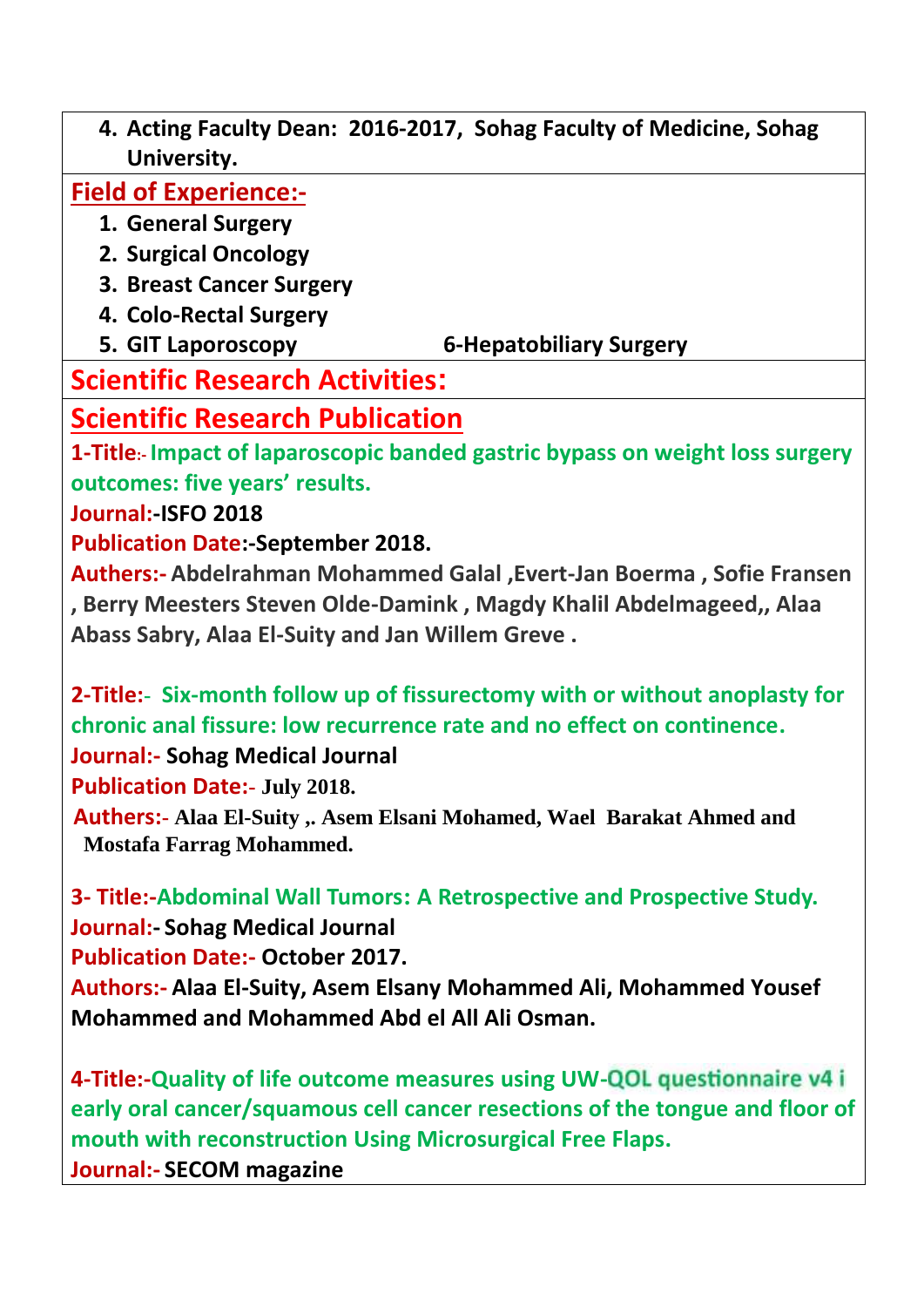4. **Acting Faculty Dean: 2016-2017, Sohag Faculty of Medicine, Sohag University.**

## Field of Experience:-

1. **General Surgery**
2. **Surgical Oncology**
3. **Breast Cancer Surgery**
4. **Colo-Rectal Surgery**
5. **GIT Laporoscopy** 6-**Hepatobiliary Surgery**

## Scientific Research Activities:

## Scientific Research Publication

**1-Title:- Impact of laparoscopic banded gastric bypass on weight loss surgery outcomes: five years' results.**

**Journal:-ISFO 2018**

**Publication Date:-September 2018.**

**Authers:- Abdelrahman Mohammed Galal ,Evert-Jan Boerma , Sofie Fransen , Berry Meesters Steven Olde-Damink , Magdy Khalil Abdelmageed,, Alaa Abass Sabry, Alaa El-Suity and Jan Willem Greve .**

**2-Title:- Six-month follow up of fissurectomy with or without anoplasty for chronic anal fissure: low recurrence rate and no effect on continence.**

**Journal:- Sohag Medical Journal**

**Publication Date:- July 2018.**

**Authers:- Alaa El-Suity ,. Asem Elsani Mohamed, Wael Barakat Ahmed and Mostafa Farrag Mohammed.**

**3- Title:-Abdominal Wall Tumors: A Retrospective and Prospective Study.**

**Journal:- Sohag Medical Journal**

**Publication Date:- October 2017.**

**Authors:- Alaa El-Suity, Asem Elsany Mohammed Ali, Mohammed Yousef Mohammed and Mohammed Abd el All Ali Osman.**

**4-Title:-Quality of life outcome measures using UW-QOL questionnaire v4 i early oral cancer/squamous cell cancer resections of the tongue and floor of mouth with reconstruction Using Microsurgical Free Flaps.**

**Journal:- SECOM magazine**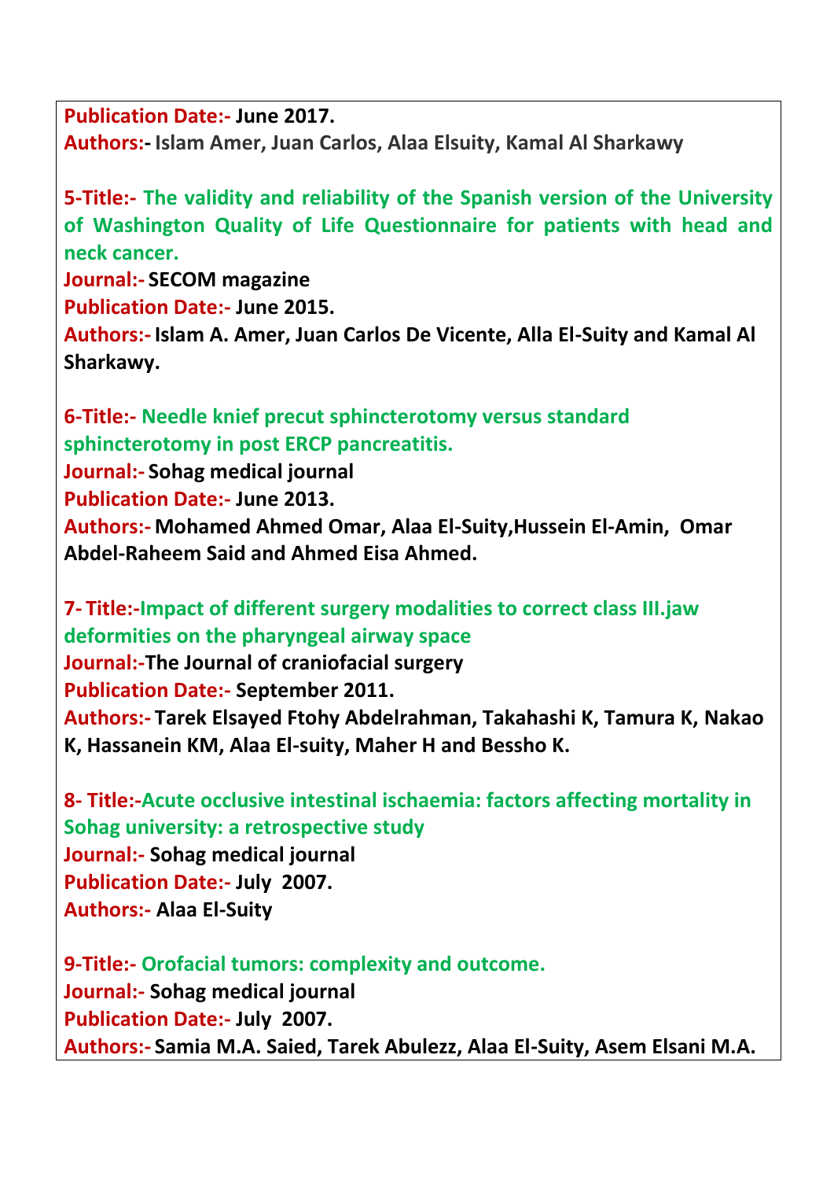**Publication Date:-** June 2017.
**Authors:-** Islam Amer, Juan Carlos, Alaa Elsuity, Kamal Al Sharkawy

**5-Title:- The validity and reliability of the Spanish version of the University of Washington Quality of Life Questionnaire for patients with head and neck cancer.**
**Journal:-** SECOM magazine
**Publication Date:-** June 2015.
**Authors:-** Islam A. Amer, Juan Carlos De Vicente, Alla El-Suity and Kamal Al Sharkawy.

**6-Title:- Needle knief precut sphincterotomy versus standard sphincterotomy in post ERCP pancreatitis.**
**Journal:-** Sohag medical journal
**Publication Date:-** June 2013.
**Authors:-** Mohamed Ahmed Omar, Alaa El-Suity,Hussein El-Amin, Omar Abdel-Raheem Said and Ahmed Eisa Ahmed.

**7- Title:-Impact of different surgery modalities to correct class III.jaw deformities on the pharyngeal airway space**
**Journal:-**The Journal of craniofacial surgery
**Publication Date:-** September 2011.
**Authors:-** Tarek Elsayed Ftohy Abdelrahman, Takahashi K, Tamura K, Nakao K, Hassanein KM, Alaa El-suity, Maher H and Bessho K.

**8- Title:-Acute occlusive intestinal ischaemia: factors affecting mortality in Sohag university: a retrospective study**
**Journal:-** Sohag medical journal
**Publication Date:-** July 2007.
**Authors:-** Alaa El-Suity

**9-Title:- Orofacial tumors: complexity and outcome.**
**Journal:-** Sohag medical journal
**Publication Date:-** July 2007.
**Authors:-** Samia M.A. Saied, Tarek Abulezz, Alaa El-Suity, Asem Elsani M.A.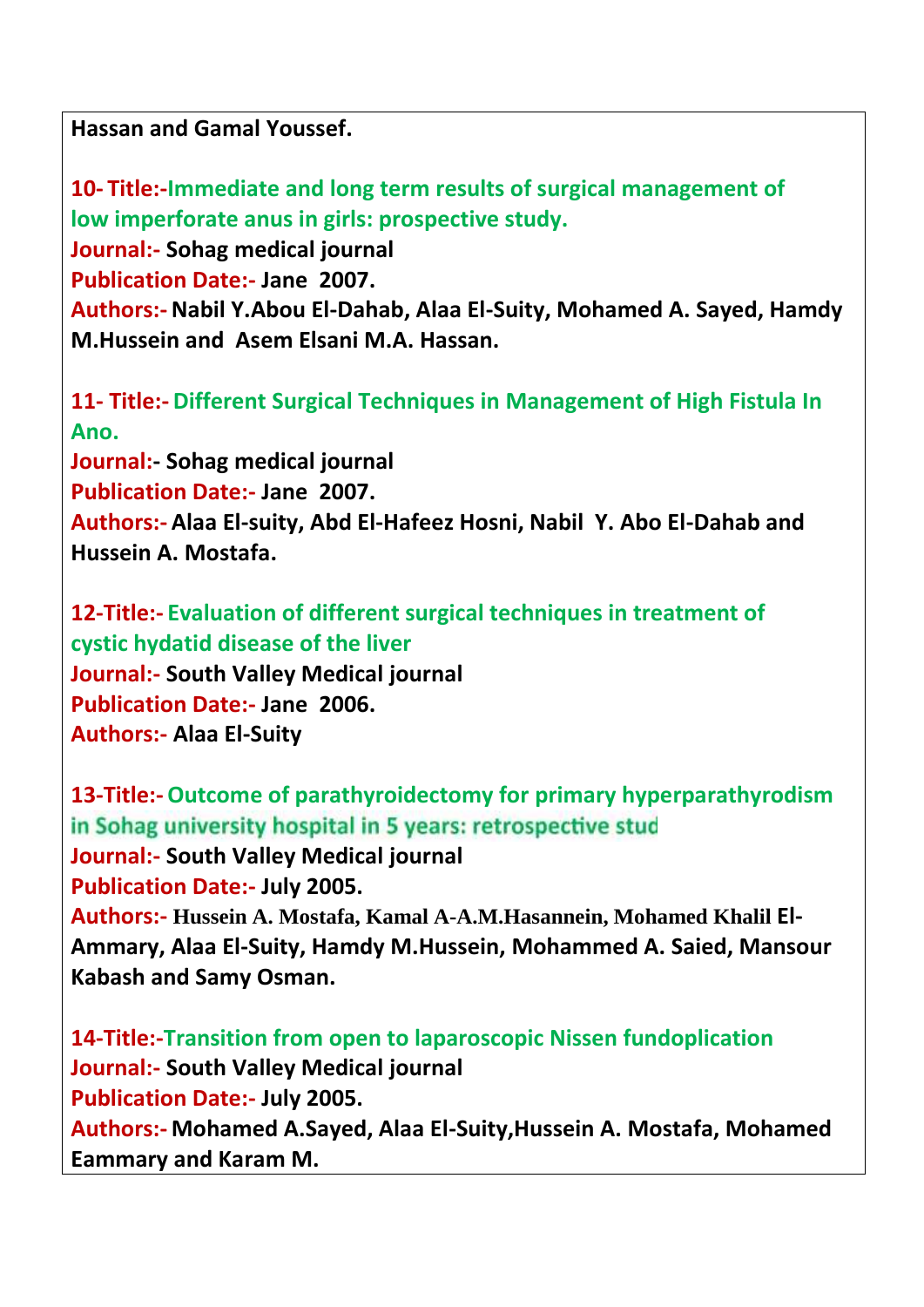**Hassan and Gamal Youssef.**

**10- Title:-Immediate and long term results of surgical management of low imperforate anus in girls: prospective study.**
**Journal:- Sohag medical journal**
**Publication Date:- Jane 2007.**
**Authors:- Nabil Y.Abou El-Dahab, Alaa El-Suity, Mohamed A. Sayed, Hamdy M.Hussein and Asem Elsani M.A. Hassan.**

**11- Title:- Different Surgical Techniques in Management of High Fistula In Ano.**
**Journal:- Sohag medical journal**
**Publication Date:- Jane 2007.**
**Authors:- Alaa El-suity, Abd El-Hafeez Hosni, Nabil Y. Abo El-Dahab and Hussein A. Mostafa.**

**12-Title:- Evaluation of different surgical techniques in treatment of cystic hydatid disease of the liver**
**Journal:- South Valley Medical journal**
**Publication Date:- Jane 2006.**
**Authors:- Alaa El-Suity**

**13-Title:- Outcome of parathyroidectomy for primary hyperparathyrodism in Sohag university hospital in 5 years: retrospective stud**
**Journal:- South Valley Medical journal**
**Publication Date:- July 2005.**
**Authors:- Hussein A. Mostafa, Kamal A-A.M.Hasannein, Mohamed Khalil El-Ammary, Alaa El-Suity, Hamdy M.Hussein, Mohammed A. Saied, Mansour Kabash and Samy Osman.**

**14-Title:-Transition from open to laparoscopic Nissen fundoplication**
**Journal:- South Valley Medical journal**
**Publication Date:- July 2005.**
**Authors:- Mohamed A.Sayed, Alaa El-Suity,Hussein A. Mostafa, Mohamed Eammary and Karam M.**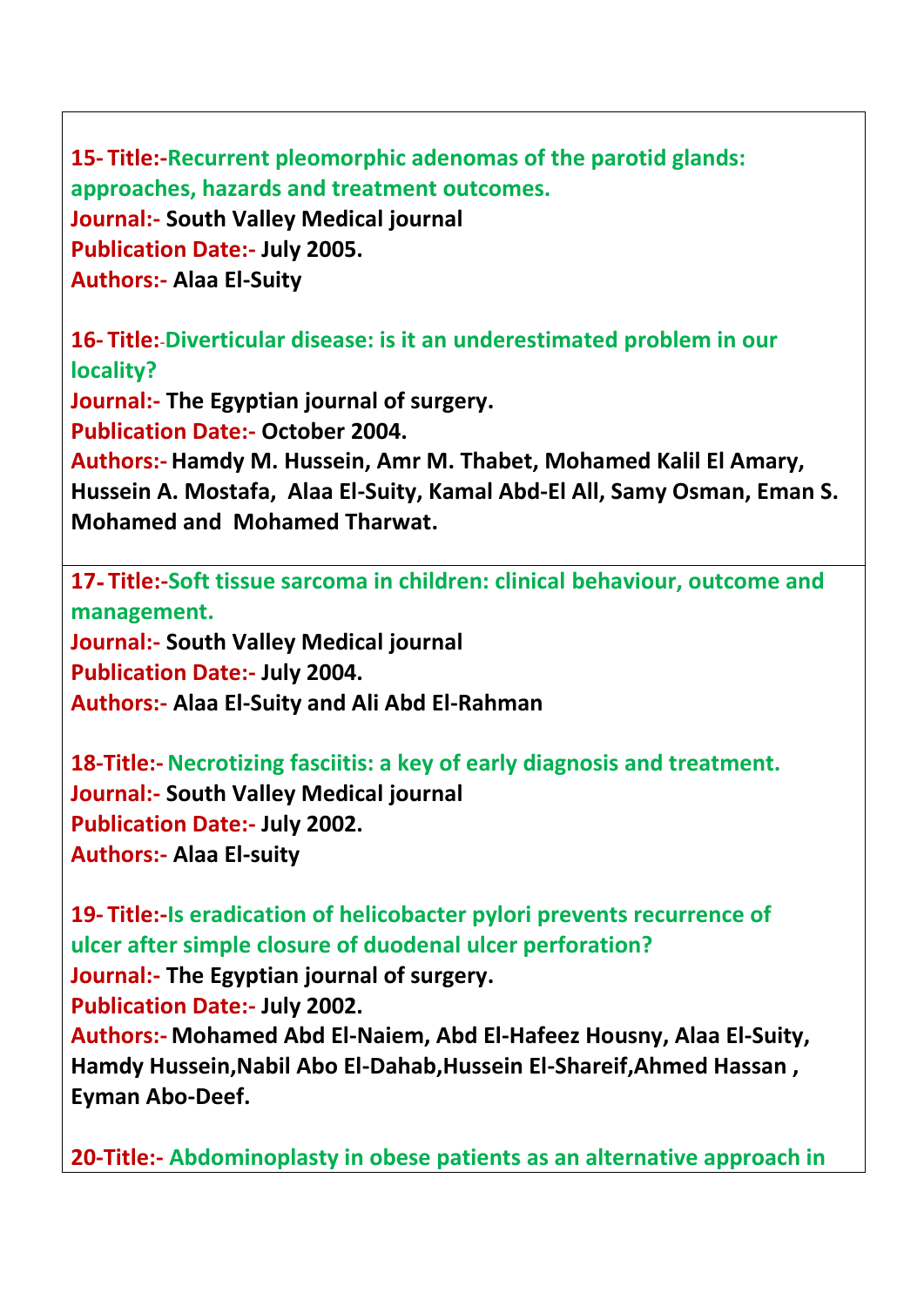**15- Title:-Recurrent pleomorphic adenomas of the parotid glands: approaches, hazards and treatment outcomes.**
**Journal:- South Valley Medical journal**
**Publication Date:- July 2005.**
**Authors:- Alaa El-Suity**

**16- Title:-Diverticular disease: is it an underestimated problem in our locality?**
**Journal:- The Egyptian journal of surgery.**
**Publication Date:- October 2004.**
**Authors:- Hamdy M. Hussein, Amr M. Thabet, Mohamed Kalil El Amary, Hussein A. Mostafa, Alaa El-Suity, Kamal Abd-El All, Samy Osman, Eman S. Mohamed and Mohamed Tharwat.**

**17- Title:-Soft tissue sarcoma in children: clinical behaviour, outcome and management.**
**Journal:- South Valley Medical journal**
**Publication Date:- July 2004.**
**Authors:- Alaa El-Suity and Ali Abd El-Rahman**

**18-Title:- Necrotizing fasciitis: a key of early diagnosis and treatment.**
**Journal:- South Valley Medical journal**
**Publication Date:- July 2002.**
**Authors:- Alaa El-suity**

**19- Title:-Is eradication of helicobacter pylori prevents recurrence of ulcer after simple closure of duodenal ulcer perforation?**
**Journal:- The Egyptian journal of surgery.**
**Publication Date:- July 2002.**
**Authors:- Mohamed Abd El-Naiem, Abd El-Hafeez Housny, Alaa El-Suity, Hamdy Hussein,Nabil Abo El-Dahab,Hussein El-Shareif,Ahmed Hassan , Eyman Abo-Deef.**

**20-Title:- Abdominoplasty in obese patients as an alternative approach in**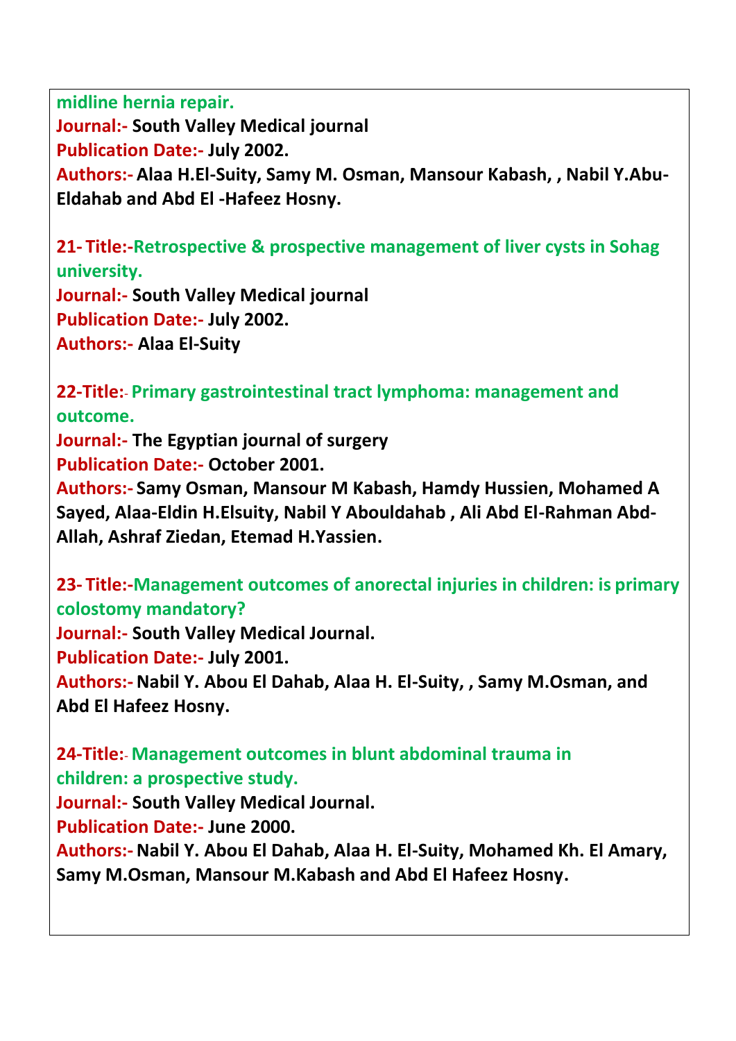**midline hernia repair.**
**Journal:-** **South Valley Medical journal**
**Publication Date:-** **July 2002.**
**Authors:-** **Alaa H.El-Suity, Samy M. Osman, Mansour Kabash, , Nabil Y.Abu-Eldahab and Abd El -Hafeez Hosny.**

**21- Title:-Retrospective & prospective management of liver cysts in Sohag university.**
**Journal:-** **South Valley Medical journal**
**Publication Date:-** **July 2002.**
**Authors:-** **Alaa El-Suity**

**22-Title:- Primary gastrointestinal tract lymphoma: management and outcome.**
**Journal:-** **The Egyptian journal of surgery**
**Publication Date:-** **October 2001.**
**Authors:-** **Samy Osman, Mansour M Kabash, Hamdy Hussien, Mohamed A Sayed, Alaa-Eldin H.Elsuity, Nabil Y Abouldahab , Ali Abd El-Rahman Abd-Allah, Ashraf Ziedan, Etemad H.Yassien.**

**23- Title:-Management outcomes of anorectal injuries in children: is primary colostomy mandatory?**
**Journal:-** **South Valley Medical Journal.**
**Publication Date:-** **July 2001.**
**Authors:-** **Nabil Y. Abou El Dahab, Alaa H. El-Suity, , Samy M.Osman, and Abd El Hafeez Hosny.**

**24-Title:- Management outcomes in blunt abdominal trauma in children: a prospective study.**
**Journal:-** **South Valley Medical Journal.**
**Publication Date:-** **June 2000.**
**Authors:-** **Nabil Y. Abou El Dahab, Alaa H. El-Suity, Mohamed Kh. El Amary, Samy M.Osman, Mansour M.Kabash and Abd El Hafeez Hosny.**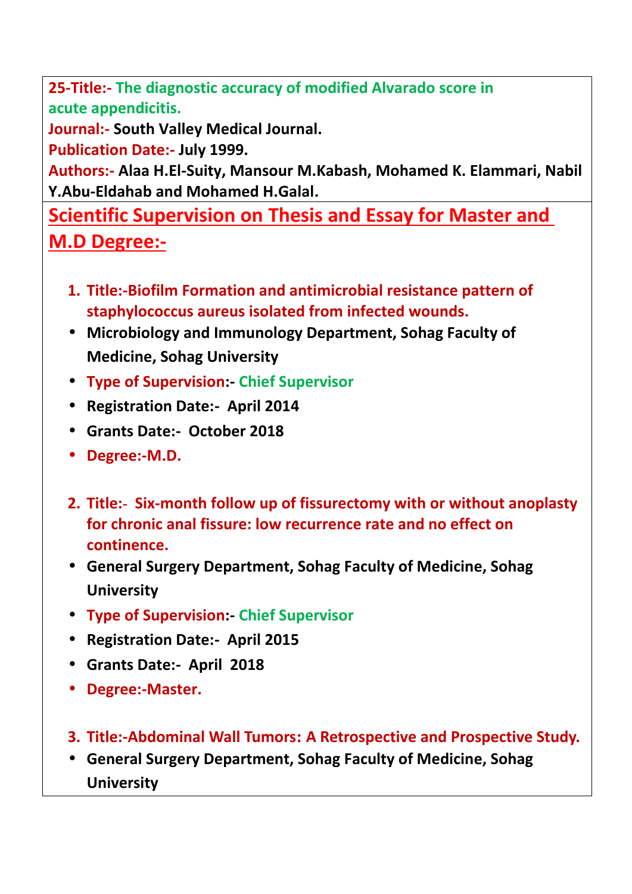**25-Title:-** **The diagnostic accuracy of modified Alvarado score in acute appendicitis.**
**Journal:-** **South Valley Medical Journal.**
**Publication Date:-** **July 1999.**
**Authors:-** **Alaa H.El-Suity, Mansour M.Kabash, Mohamed K. Elammari, Nabil Y.Abu-Eldahab and Mohamed H.Galal.**

## Scientific Supervision on Thesis and Essay for Master and M.D Degree:-

1. **Title:-Biofilm Formation and antimicrobial resistance pattern of staphylococcus aureus isolated from infected wounds.**
   - **Microbiology and Immunology Department, Sohag Faculty of Medicine, Sohag University**
   - **Type of Supervision:- Chief Supervisor**
   - **Registration Date:- April 2014**
   - **Grants Date:- October 2018**
   - **Degree:-M.D.**

2. **Title:- Six-month follow up of fissurectomy with or without anoplasty for chronic anal fissure: low recurrence rate and no effect on continence.**
   - **General Surgery Department, Sohag Faculty of Medicine, Sohag University**
   - **Type of Supervision:- Chief Supervisor**
   - **Registration Date:- April 2015**
   - **Grants Date:- April 2018**
   - **Degree:-Master.**

3. **Title:-Abdominal Wall Tumors: A Retrospective and Prospective Study.**
   - **General Surgery Department, Sohag Faculty of Medicine, Sohag University**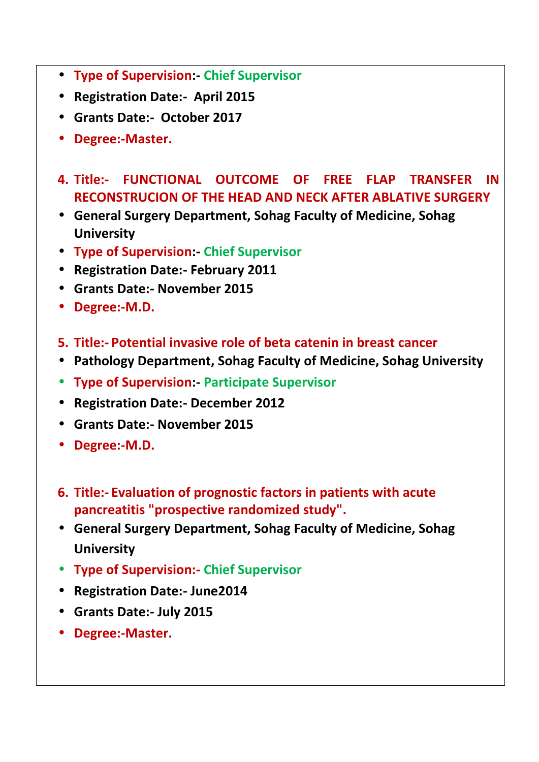- **Type of Supervision:- Chief Supervisor**
- **Registration Date:- April 2015**
- **Grants Date:- October 2017**
- **Degree:-Master.**

4. **Title:- FUNCTIONAL OUTCOME OF FREE FLAP TRANSFER IN RECONSTRUCION OF THE HEAD AND NECK AFTER ABLATIVE SURGERY**

- **General Surgery Department, Sohag Faculty of Medicine, Sohag University**
- **Type of Supervision:- Chief Supervisor**
- **Registration Date:- February 2011**
- **Grants Date:- November 2015**
- **Degree:-M.D.**

5. **Title:- Potential invasive role of beta catenin in breast cancer**

- **Pathology Department, Sohag Faculty of Medicine, Sohag University**
- **Type of Supervision:- Participate Supervisor**
- **Registration Date:- December 2012**
- **Grants Date:- November 2015**
- **Degree:-M.D.**

6. **Title:- Evaluation of prognostic factors in patients with acute pancreatitis "prospective randomized study".**

- **General Surgery Department, Sohag Faculty of Medicine, Sohag University**
- **Type of Supervision:- Chief Supervisor**
- **Registration Date:- June2014**
- **Grants Date:- July 2015**
- **Degree:-Master.**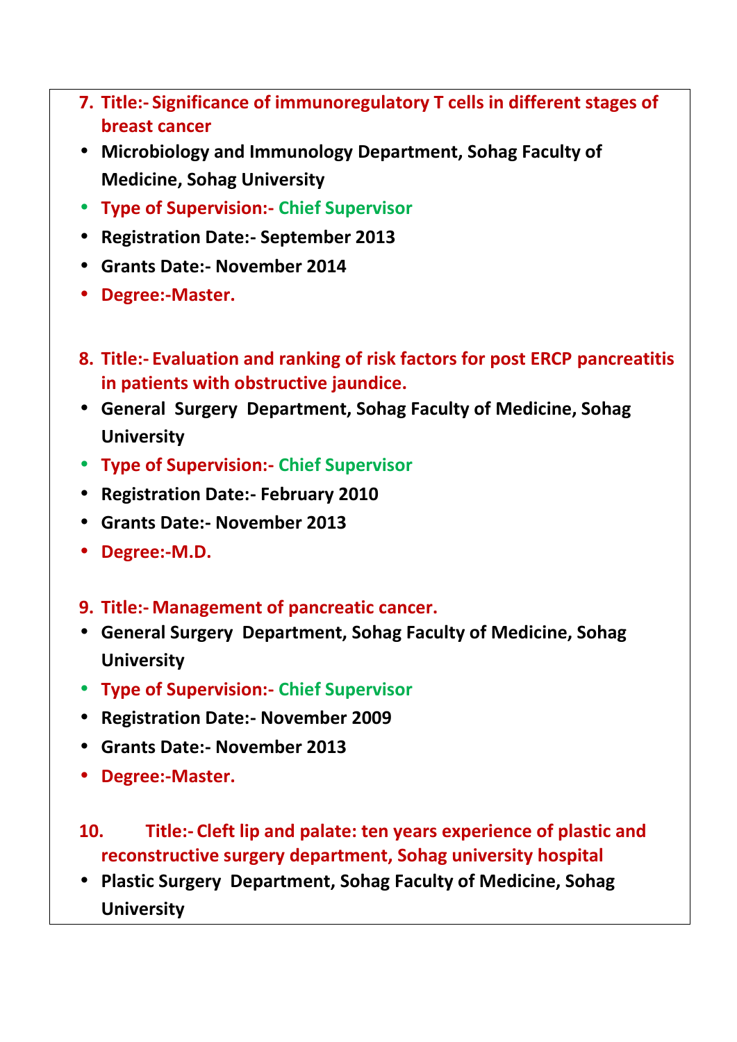7. **Title:- Significance of immunoregulatory T cells in different stages of breast cancer**
    - **Microbiology and Immunology Department, Sohag Faculty of Medicine, Sohag University**
    - **Type of Supervision:- Chief Supervisor**
    - **Registration Date:- September 2013**
    - **Grants Date:- November 2014**
    - **Degree:-Master.**

8. **Title:- Evaluation and ranking of risk factors for post ERCP pancreatitis in patients with obstructive jaundice.**
    - **General Surgery Department, Sohag Faculty of Medicine, Sohag University**
    - **Type of Supervision:- Chief Supervisor**
    - **Registration Date:- February 2010**
    - **Grants Date:- November 2013**
    - **Degree:-M.D.**

9. **Title:- Management of pancreatic cancer.**
    - **General Surgery Department, Sohag Faculty of Medicine, Sohag University**
    - **Type of Supervision:- Chief Supervisor**
    - **Registration Date:- November 2009**
    - **Grants Date:- November 2013**
    - **Degree:-Master.**

10. **Title:- Cleft lip and palate: ten years experience of plastic and reconstructive surgery department, Sohag university hospital**
    - **Plastic Surgery Department, Sohag Faculty of Medicine, Sohag University**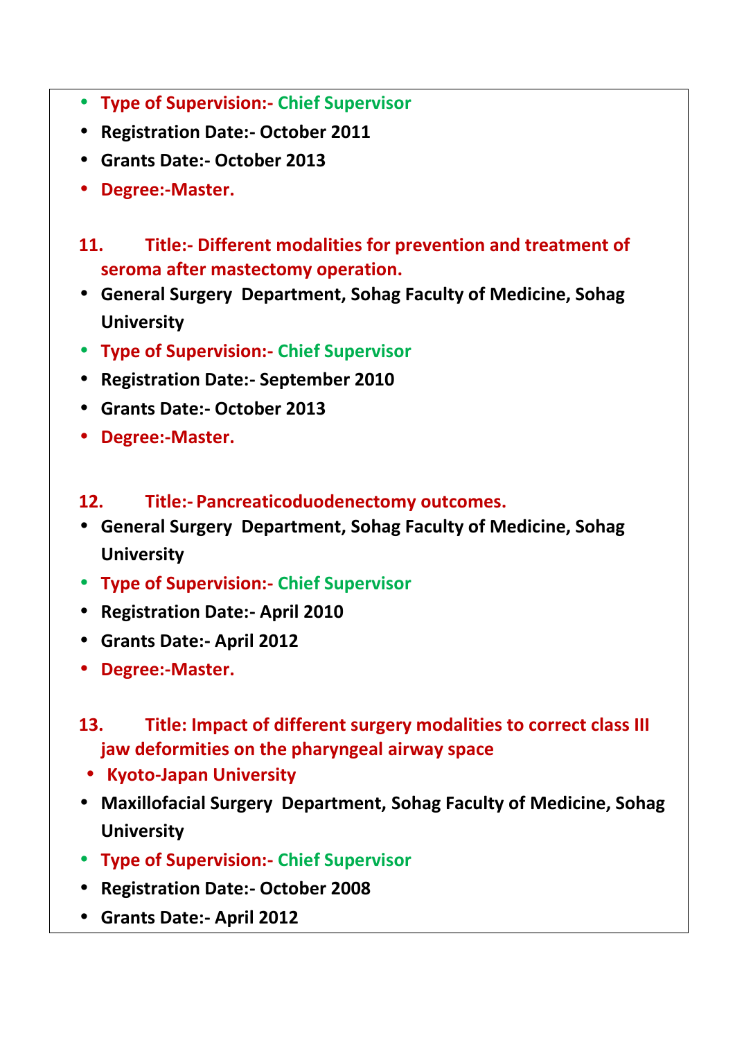- **Type of Supervision:- Chief Supervisor**
- **Registration Date:- October 2011**
- **Grants Date:- October 2013**
- **Degree:-Master.**

**11. Title:- Different modalities for prevention and treatment of seroma after mastectomy operation.**

- **General Surgery Department, Sohag Faculty of Medicine, Sohag University**
- **Type of Supervision:- Chief Supervisor**
- **Registration Date:- September 2010**
- **Grants Date:- October 2013**
- **Degree:-Master.**

**12. Title:- Pancreaticoduodenectomy outcomes.**

- **General Surgery Department, Sohag Faculty of Medicine, Sohag University**
- **Type of Supervision:- Chief Supervisor**
- **Registration Date:- April 2010**
- **Grants Date:- April 2012**
- **Degree:-Master.**

**13. Title: Impact of different surgery modalities to correct class III jaw deformities on the pharyngeal airway space**

- **Kyoto-Japan University**
- **Maxillofacial Surgery Department, Sohag Faculty of Medicine, Sohag University**
- **Type of Supervision:- Chief Supervisor**
- **Registration Date:- October 2008**
- **Grants Date:- April 2012**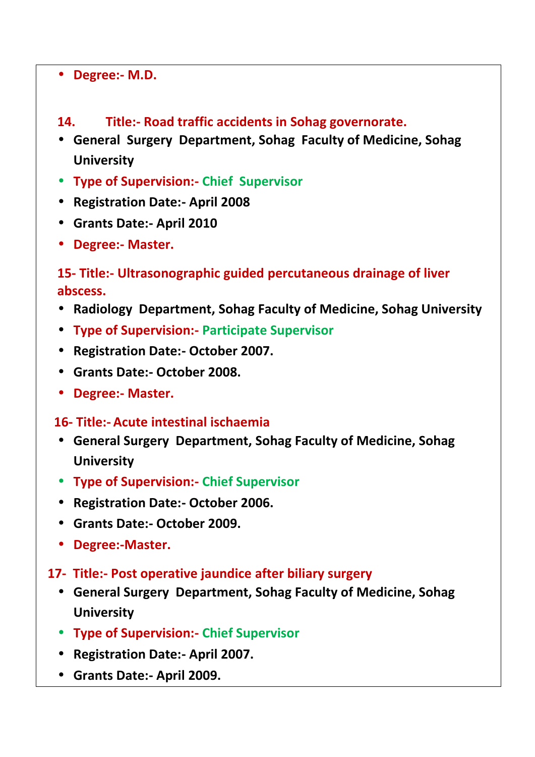- **Degree:- M.D.**

**14. Title:- Road traffic accidents in Sohag governorate.**

- **General Surgery Department, Sohag Faculty of Medicine, Sohag University**
- **Type of Supervision:- Chief Supervisor**
- **Registration Date:- April 2008**
- **Grants Date:- April 2010**
- **Degree:- Master.**

**15- Title:- Ultrasonographic guided percutaneous drainage of liver abscess.**

- **Radiology Department, Sohag Faculty of Medicine, Sohag University**
- **Type of Supervision:- Participate Supervisor**
- **Registration Date:- October 2007.**
- **Grants Date:- October 2008.**
- **Degree:- Master.**

**16- Title:- Acute intestinal ischaemia**

- **General Surgery Department, Sohag Faculty of Medicine, Sohag University**
- **Type of Supervision:- Chief Supervisor**
- **Registration Date:- October 2006.**
- **Grants Date:- October 2009.**
- **Degree:-Master.**

**17- Title:- Post operative jaundice after biliary surgery**

- **General Surgery Department, Sohag Faculty of Medicine, Sohag University**
- **Type of Supervision:- Chief Supervisor**
- **Registration Date:- April 2007.**
- **Grants Date:- April 2009.**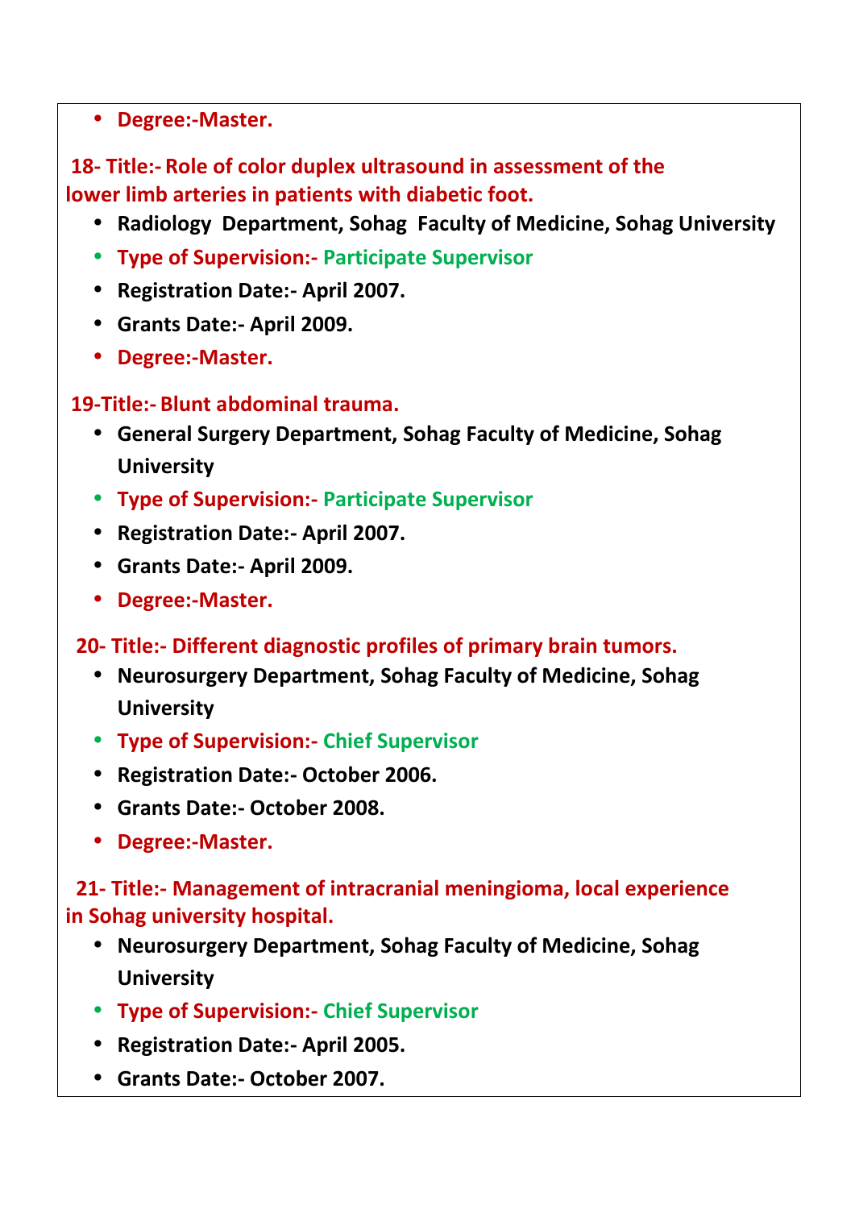- **Degree:-Master.**

**18- Title:- Role of color duplex ultrasound in assessment of the lower limb arteries in patients with diabetic foot.**

- **Radiology Department, Sohag Faculty of Medicine, Sohag University**
- **Type of Supervision:- Participate Supervisor**
- **Registration Date:- April 2007.**
- **Grants Date:- April 2009.**
- **Degree:-Master.**

**19-Title:- Blunt abdominal trauma.**

- **General Surgery Department, Sohag Faculty of Medicine, Sohag University**
- **Type of Supervision:- Participate Supervisor**
- **Registration Date:- April 2007.**
- **Grants Date:- April 2009.**
- **Degree:-Master.**

**20- Title:- Different diagnostic profiles of primary brain tumors.**

- **Neurosurgery Department, Sohag Faculty of Medicine, Sohag University**
- **Type of Supervision:- Chief Supervisor**
- **Registration Date:- October 2006.**
- **Grants Date:- October 2008.**
- **Degree:-Master.**

**21- Title:- Management of intracranial meningioma, local experience in Sohag university hospital.**

- **Neurosurgery Department, Sohag Faculty of Medicine, Sohag University**
- **Type of Supervision:- Chief Supervisor**
- **Registration Date:- April 2005.**
- **Grants Date:- October 2007.**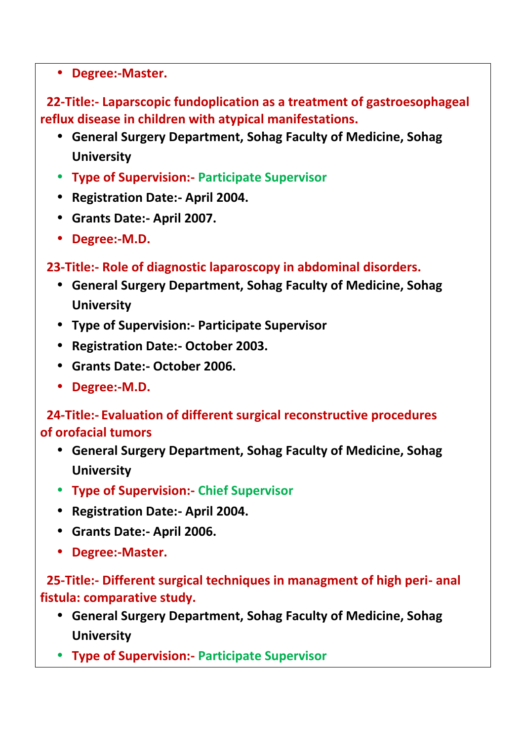- **Degree:-Master.**

**22-Title:- Laparscopic fundoplication as a treatment of gastroesophageal reflux disease in children with atypical manifestations.**

- **General Surgery Department, Sohag Faculty of Medicine, Sohag University**
- **Type of Supervision:- Participate Supervisor**
- **Registration Date:- April 2004.**
- **Grants Date:- April 2007.**
- **Degree:-M.D.**

**23-Title:- Role of diagnostic laparoscopy in abdominal disorders.**

- **General Surgery Department, Sohag Faculty of Medicine, Sohag University**
- **Type of Supervision:- Participate Supervisor**
- **Registration Date:- October 2003.**
- **Grants Date:- October 2006.**
- **Degree:-M.D.**

**24-Title:- Evaluation of different surgical reconstructive procedures of orofacial tumors**

- **General Surgery Department, Sohag Faculty of Medicine, Sohag University**
- **Type of Supervision:- Chief Supervisor**
- **Registration Date:- April 2004.**
- **Grants Date:- April 2006.**
- **Degree:-Master.**

**25-Title:- Different surgical techniques in managment of high peri- anal fistula: comparative study.**

- **General Surgery Department, Sohag Faculty of Medicine, Sohag University**
- **Type of Supervision:- Participate Supervisor**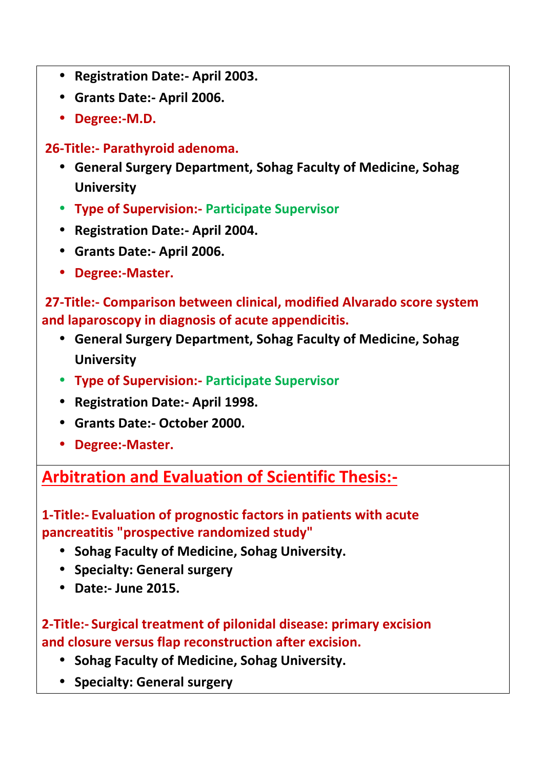- **Registration Date:- April 2003.**
- **Grants Date:- April 2006.**
- **Degree:-M.D.**

**26-Title:- Parathyroid adenoma.**

- **General Surgery Department, Sohag Faculty of Medicine, Sohag University**
- **Type of Supervision:- Participate Supervisor**
- **Registration Date:- April 2004.**
- **Grants Date:- April 2006.**
- **Degree:-Master.**

**27-Title:- Comparison between clinical, modified Alvarado score system and laparoscopy in diagnosis of acute appendicitis.**

- **General Surgery Department, Sohag Faculty of Medicine, Sohag University**
- **Type of Supervision:- Participate Supervisor**
- **Registration Date:- April 1998.**
- **Grants Date:- October 2000.**
- **Degree:-Master.**

## Arbitration and Evaluation of Scientific Thesis:-

**1-Title:- Evaluation of prognostic factors in patients with acute pancreatitis "prospective randomized study"**

- **Sohag Faculty of Medicine, Sohag University.**
- **Specialty: General surgery**
- **Date:- June 2015.**

**2-Title:- Surgical treatment of pilonidal disease: primary excision and closure versus flap reconstruction after excision.**

- **Sohag Faculty of Medicine, Sohag University.**
- **Specialty: General surgery**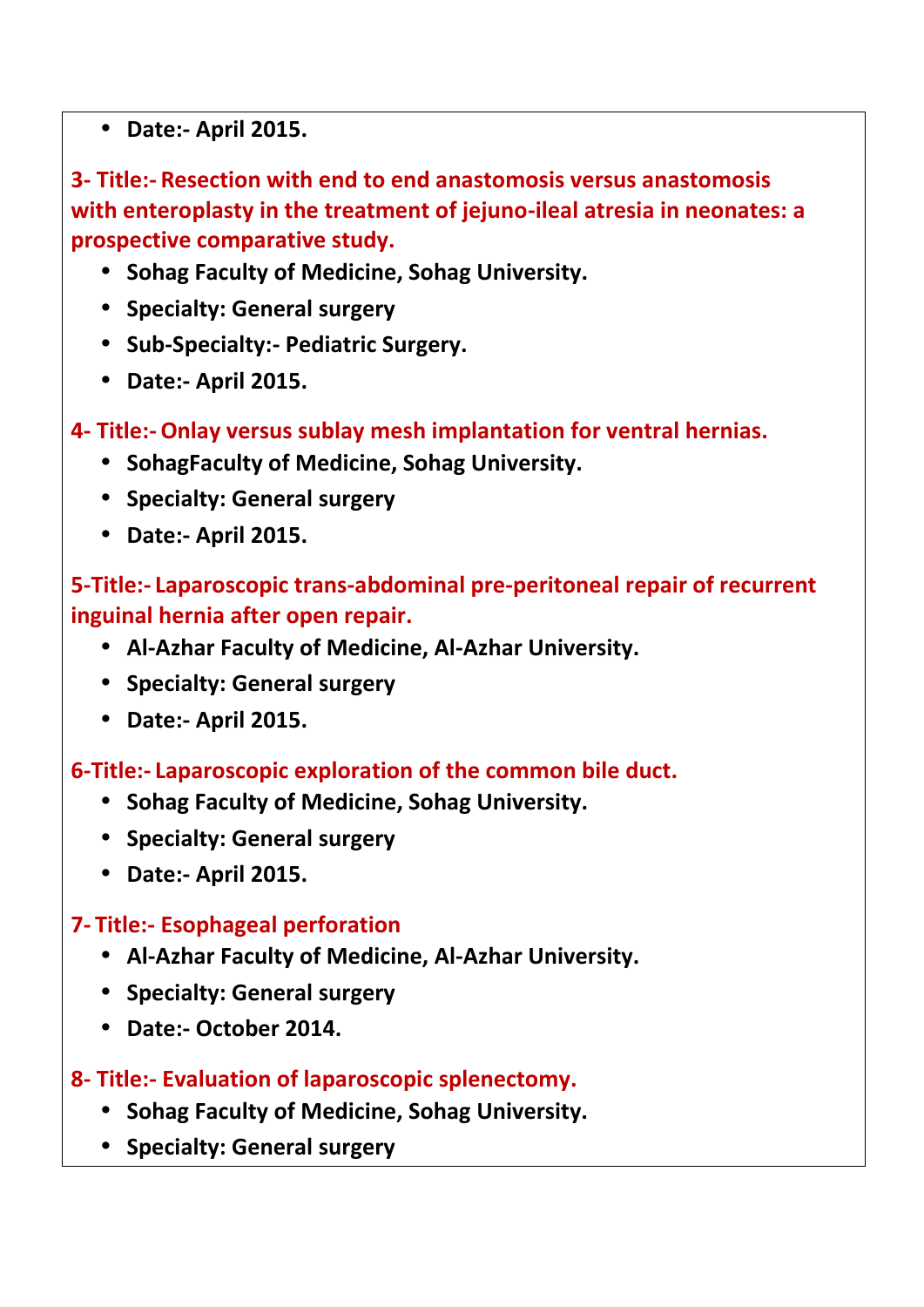- **Date:- April 2015.**

**3- Title:- Resection with end to end anastomosis versus anastomosis with enteroplasty in the treatment of jejuno-ileal atresia in neonates: a prospective comparative study.**

- **Sohag Faculty of Medicine, Sohag University.**
- **Specialty: General surgery**
- **Sub-Specialty:- Pediatric Surgery.**
- **Date:- April 2015.**

**4- Title:- Onlay versus sublay mesh implantation for ventral hernias.**

- **SohagFaculty of Medicine, Sohag University.**
- **Specialty: General surgery**
- **Date:- April 2015.**

**5-Title:- Laparoscopic trans-abdominal pre-peritoneal repair of recurrent inguinal hernia after open repair.**

- **Al-Azhar Faculty of Medicine, Al-Azhar University.**
- **Specialty: General surgery**
- **Date:- April 2015.**

**6-Title:- Laparoscopic exploration of the common bile duct.**

- **Sohag Faculty of Medicine, Sohag University.**
- **Specialty: General surgery**
- **Date:- April 2015.**

**7- Title:- Esophageal perforation**

- **Al-Azhar Faculty of Medicine, Al-Azhar University.**
- **Specialty: General surgery**
- **Date:- October 2014.**

**8- Title:- Evaluation of laparoscopic splenectomy.**

- **Sohag Faculty of Medicine, Sohag University.**
- **Specialty: General surgery**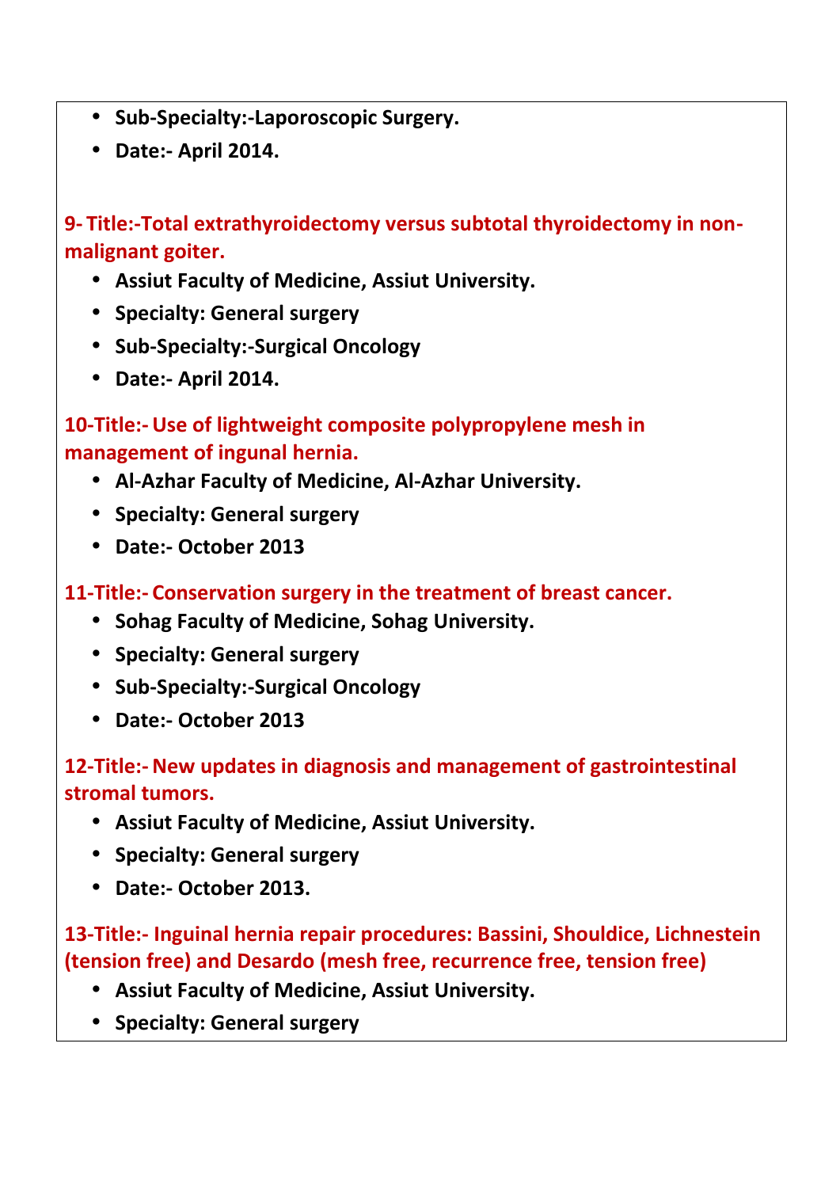- **Sub-Specialty:-Laporoscopic Surgery.**
- **Date:- April 2014.**

**9- Title:-Total extrathyroidectomy versus subtotal thyroidectomy in non-malignant goiter.**

- **Assiut Faculty of Medicine, Assiut University.**
- **Specialty: General surgery**
- **Sub-Specialty:-Surgical Oncology**
- **Date:- April 2014.**

**10-Title:- Use of lightweight composite polypropylene mesh in management of ingunal hernia.**

- **Al-Azhar Faculty of Medicine, Al-Azhar University.**
- **Specialty: General surgery**
- **Date:- October 2013**

**11-Title:- Conservation surgery in the treatment of breast cancer.**

- **Sohag Faculty of Medicine, Sohag University.**
- **Specialty: General surgery**
- **Sub-Specialty:-Surgical Oncology**
- **Date:- October 2013**

**12-Title:- New updates in diagnosis and management of gastrointestinal stromal tumors.**

- **Assiut Faculty of Medicine, Assiut University.**
- **Specialty: General surgery**
- **Date:- October 2013.**

**13-Title:- Inguinal hernia repair procedures: Bassini, Shouldice, Lichnestein (tension free) and Desardo (mesh free, recurrence free, tension free)**

- **Assiut Faculty of Medicine, Assiut University.**
- **Specialty: General surgery**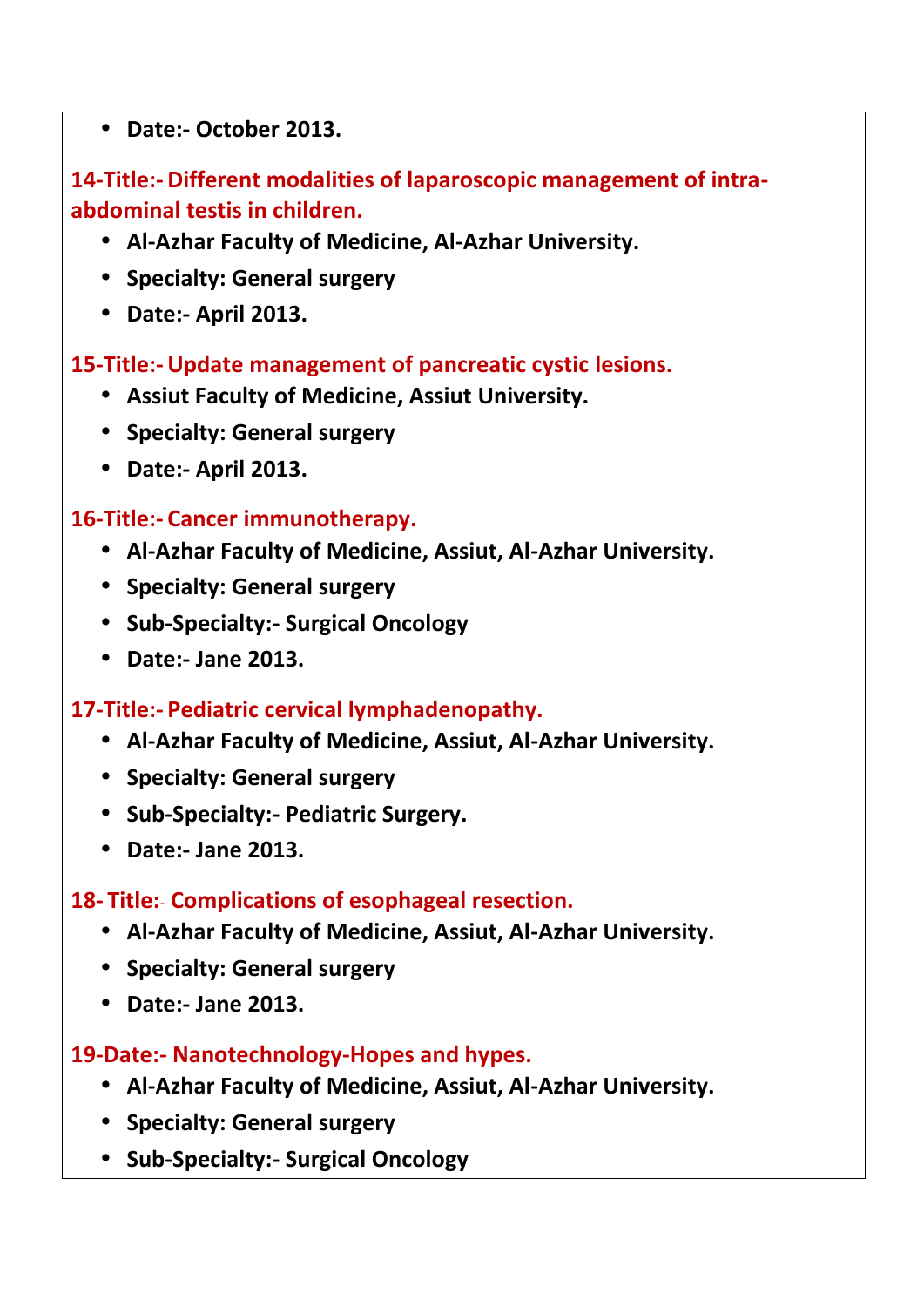- **Date:- October 2013.**

**14-Title:- Different modalities of laparoscopic management of intra-abdominal testis in children.**

- **Al-Azhar Faculty of Medicine, Al-Azhar University.**
- **Specialty: General surgery**
- **Date:- April 2013.**

**15-Title:- Update management of pancreatic cystic lesions.**

- **Assiut Faculty of Medicine, Assiut University.**
- **Specialty: General surgery**
- **Date:- April 2013.**

**16-Title:- Cancer immunotherapy.**

- **Al-Azhar Faculty of Medicine, Assiut, Al-Azhar University.**
- **Specialty: General surgery**
- **Sub-Specialty:- Surgical Oncology**
- **Date:- Jane 2013.**

**17-Title:- Pediatric cervical lymphadenopathy.**

- **Al-Azhar Faculty of Medicine, Assiut, Al-Azhar University.**
- **Specialty: General surgery**
- **Sub-Specialty:- Pediatric Surgery.**
- **Date:- Jane 2013.**

**18- Title:- Complications of esophageal resection.**

- **Al-Azhar Faculty of Medicine, Assiut, Al-Azhar University.**
- **Specialty: General surgery**
- **Date:- Jane 2013.**

**19-Date:- Nanotechnology-Hopes and hypes.**

- **Al-Azhar Faculty of Medicine, Assiut, Al-Azhar University.**
- **Specialty: General surgery**
- **Sub-Specialty:- Surgical Oncology**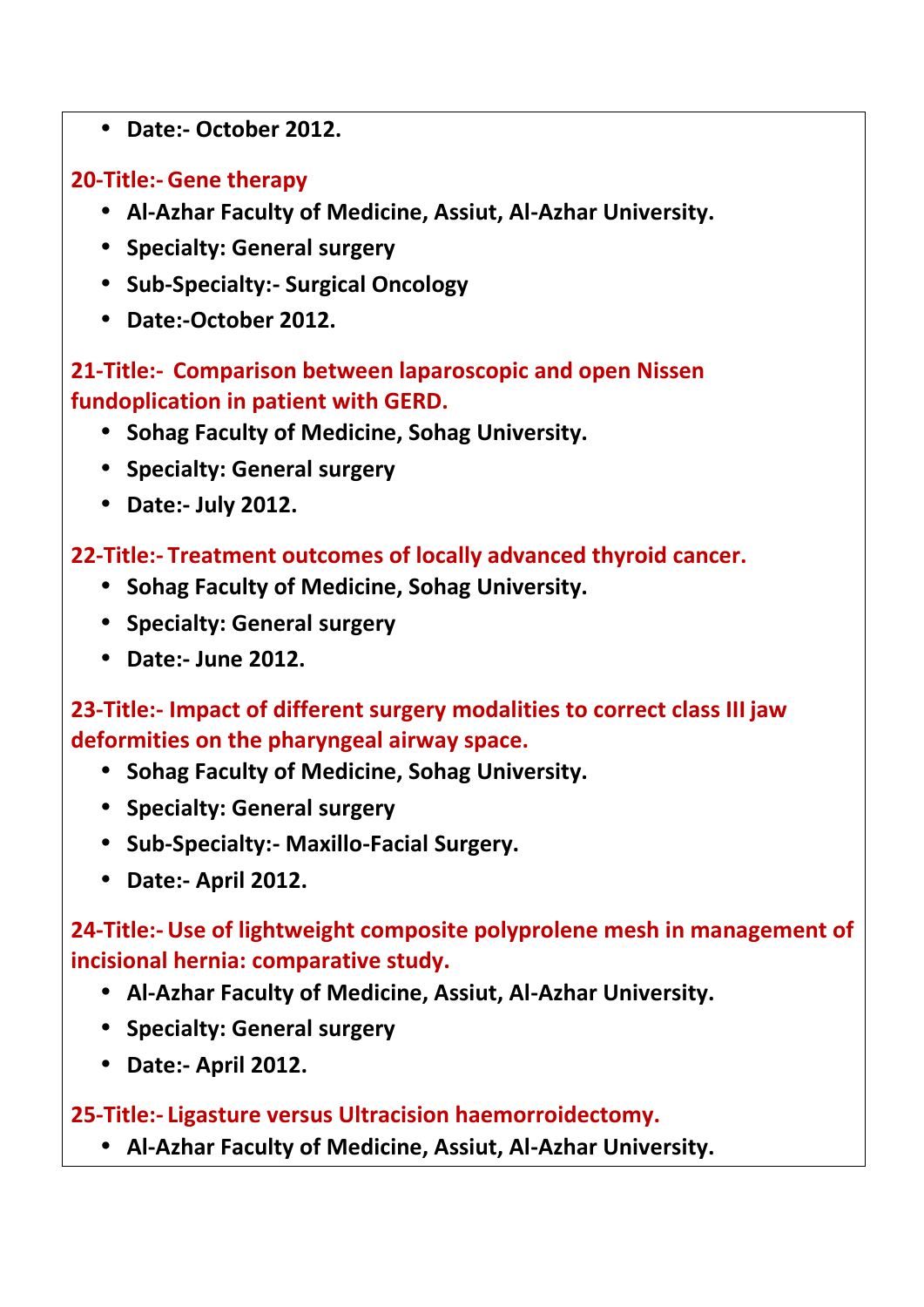- **Date:- October 2012.**

**20-Title:- Gene therapy**

- **Al-Azhar Faculty of Medicine, Assiut, Al-Azhar University.**
- **Specialty: General surgery**
- **Sub-Specialty:- Surgical Oncology**
- **Date:-October 2012.**

**21-Title:- Comparison between laparoscopic and open Nissen fundoplication in patient with GERD.**

- **Sohag Faculty of Medicine, Sohag University.**
- **Specialty: General surgery**
- **Date:- July 2012.**

**22-Title:- Treatment outcomes of locally advanced thyroid cancer.**

- **Sohag Faculty of Medicine, Sohag University.**
- **Specialty: General surgery**
- **Date:- June 2012.**

**23-Title:- Impact of different surgery modalities to correct class III jaw deformities on the pharyngeal airway space.**

- **Sohag Faculty of Medicine, Sohag University.**
- **Specialty: General surgery**
- **Sub-Specialty:- Maxillo-Facial Surgery.**
- **Date:- April 2012.**

**24-Title:- Use of lightweight composite polyprolene mesh in management of incisional hernia: comparative study.**

- **Al-Azhar Faculty of Medicine, Assiut, Al-Azhar University.**
- **Specialty: General surgery**
- **Date:- April 2012.**

**25-Title:- Ligasture versus Ultracision haemorroidectomy.**

- **Al-Azhar Faculty of Medicine, Assiut, Al-Azhar University.**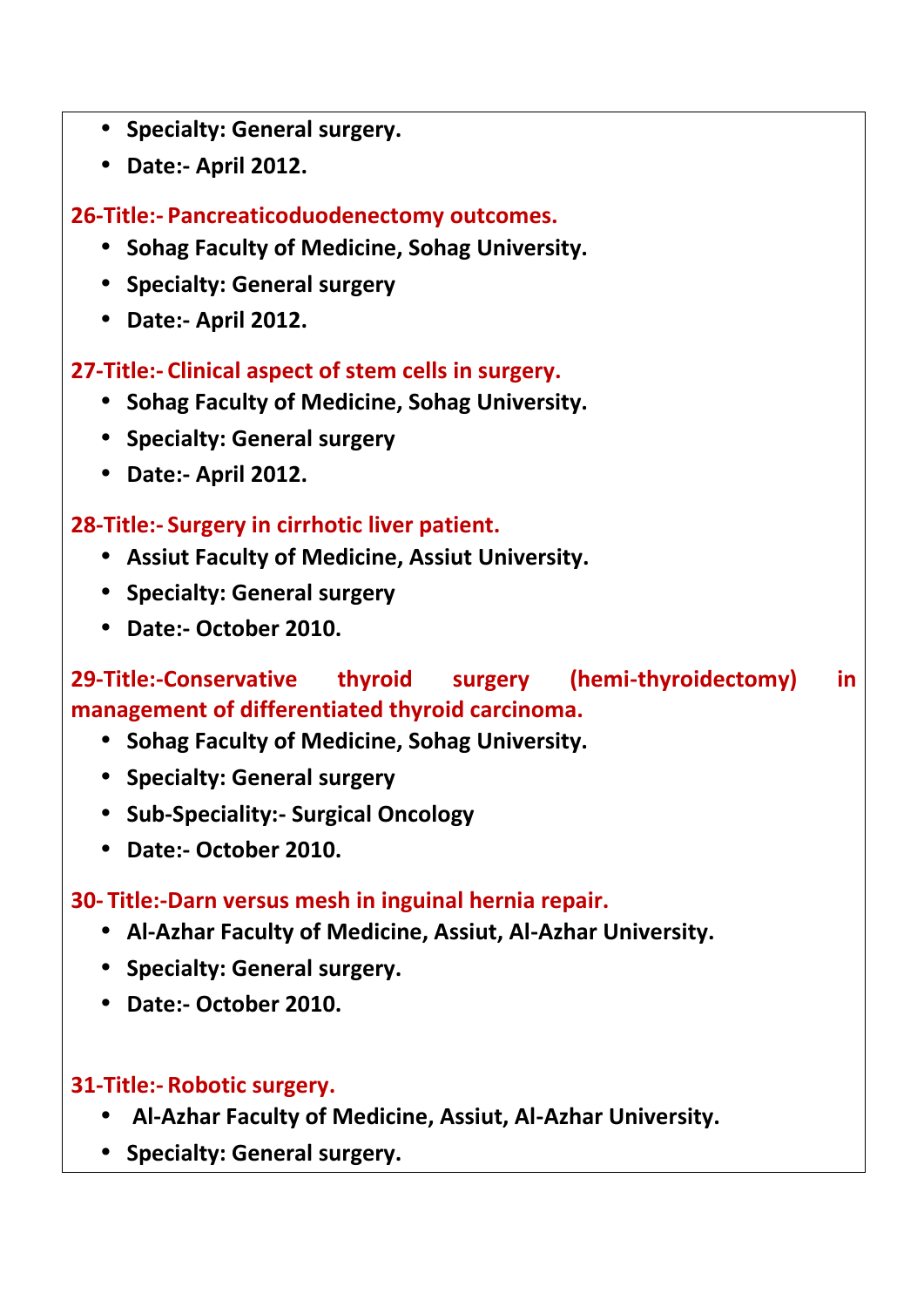- **Specialty: General surgery.**
- **Date:- April 2012.**

**26-Title:- Pancreaticoduodenectomy outcomes.**

- **Sohag Faculty of Medicine, Sohag University.**
- **Specialty: General surgery**
- **Date:- April 2012.**

**27-Title:- Clinical aspect of stem cells in surgery.**

- **Sohag Faculty of Medicine, Sohag University.**
- **Specialty: General surgery**
- **Date:- April 2012.**

**28-Title:- Surgery in cirrhotic liver patient.**

- **Assiut Faculty of Medicine, Assiut University.**
- **Specialty: General surgery**
- **Date:- October 2010.**

**29-Title:-Conservative thyroid surgery (hemi-thyroidectomy) in management of differentiated thyroid carcinoma.**

- **Sohag Faculty of Medicine, Sohag University.**
- **Specialty: General surgery**
- **Sub-Speciality:- Surgical Oncology**
- **Date:- October 2010.**

**30- Title:-Darn versus mesh in inguinal hernia repair.**

- **Al-Azhar Faculty of Medicine, Assiut, Al-Azhar University.**
- **Specialty: General surgery.**
- **Date:- October 2010.**

**31-Title:- Robotic surgery.**

- **Al-Azhar Faculty of Medicine, Assiut, Al-Azhar University.**
- **Specialty: General surgery.**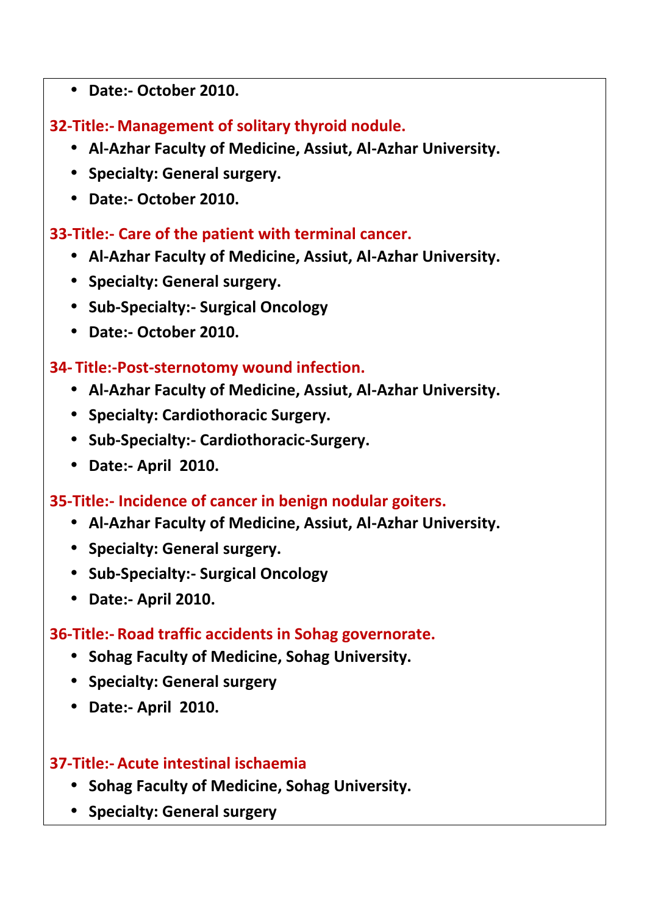- **Date:- October 2010.**

**32-Title:- Management of solitary thyroid nodule.**

- **Al-Azhar Faculty of Medicine, Assiut, Al-Azhar University.**
- **Specialty: General surgery.**
- **Date:- October 2010.**

**33-Title:- Care of the patient with terminal cancer.**

- **Al-Azhar Faculty of Medicine, Assiut, Al-Azhar University.**
- **Specialty: General surgery.**
- **Sub-Specialty:- Surgical Oncology**
- **Date:- October 2010.**

**34- Title:-Post-sternotomy wound infection.**

- **Al-Azhar Faculty of Medicine, Assiut, Al-Azhar University.**
- **Specialty: Cardiothoracic Surgery.**
- **Sub-Specialty:- Cardiothoracic-Surgery.**
- **Date:- April 2010.**

**35-Title:- Incidence of cancer in benign nodular goiters.**

- **Al-Azhar Faculty of Medicine, Assiut, Al-Azhar University.**
- **Specialty: General surgery.**
- **Sub-Specialty:- Surgical Oncology**
- **Date:- April 2010.**

**36-Title:- Road traffic accidents in Sohag governorate.**

- **Sohag Faculty of Medicine, Sohag University.**
- **Specialty: General surgery**
- **Date:- April 2010.**

**37-Title:- Acute intestinal ischaemia**

- **Sohag Faculty of Medicine, Sohag University.**
- **Specialty: General surgery**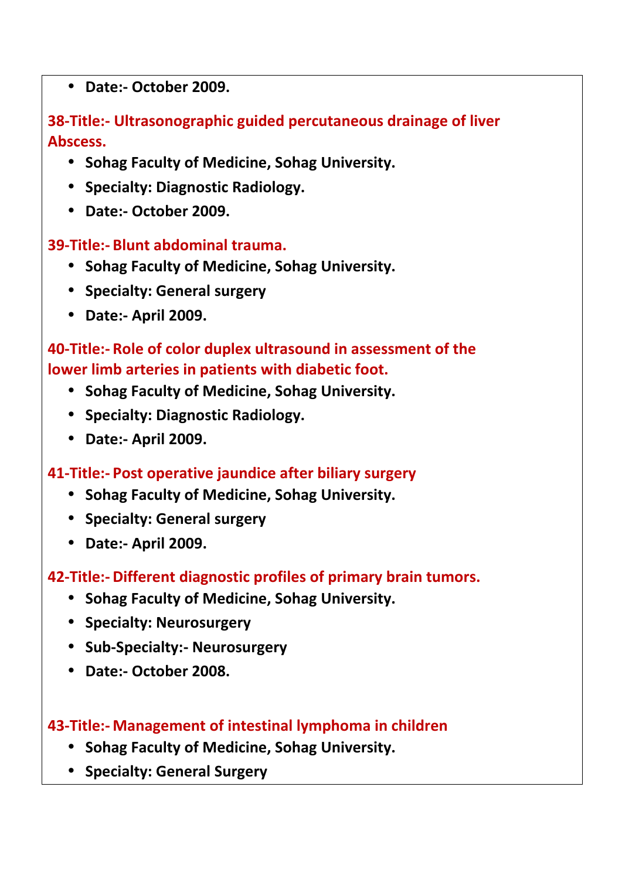- **Date:- October 2009.**

**38-Title:- Ultrasonographic guided percutaneous drainage of liver Abscess.**

- **Sohag Faculty of Medicine, Sohag University.**
- **Specialty: Diagnostic Radiology.**
- **Date:- October 2009.**

**39-Title:- Blunt abdominal trauma.**

- **Sohag Faculty of Medicine, Sohag University.**
- **Specialty: General surgery**
- **Date:- April 2009.**

**40-Title:- Role of color duplex ultrasound in assessment of the lower limb arteries in patients with diabetic foot.**

- **Sohag Faculty of Medicine, Sohag University.**
- **Specialty: Diagnostic Radiology.**
- **Date:- April 2009.**

**41-Title:- Post operative jaundice after biliary surgery**

- **Sohag Faculty of Medicine, Sohag University.**
- **Specialty: General surgery**
- **Date:- April 2009.**

**42-Title:- Different diagnostic profiles of primary brain tumors.**

- **Sohag Faculty of Medicine, Sohag University.**
- **Specialty: Neurosurgery**
- **Sub-Specialty:- Neurosurgery**
- **Date:- October 2008.**

**43-Title:- Management of intestinal lymphoma in children**

- **Sohag Faculty of Medicine, Sohag University.**
- **Specialty: General Surgery**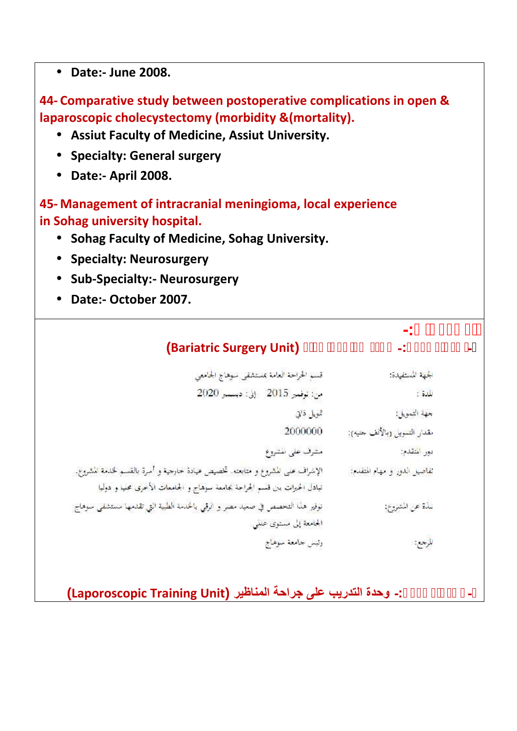- **Date:- June 2008.**

## 44- Comparative study between postoperative complications in open & laparoscopic cholecystectomy (morbidity &(mortality).

- **Assiut Faculty of Medicine, Assiut University.**
- **Specialty: General surgery**
- **Date:- April 2008.**

## 45- Management of intracranial meningioma, local experience in Sohag university hospital.

- **Sohag Faculty of Medicine, Sohag University.**
- **Specialty: Neurosurgery**
- **Sub-Specialty:- Neurosurgery**
- **Date:- October 2007.**

---

**(Bariatric Surgery Unit)**

| | |
|---|---|
| الجهة المستفيدة: | قسم الجراحة العامة بمستشفى سوهاج الجامعي |
| المدة : | من: نوفمبر 2015 إلى: ديسمبر 2020 |
| جهة التمويل: | تمويل ذاتي |
| مقدار التمويل (بالألف جنيه): | 2000000 |
| دور المتقدم: | مشرف على المشروع |
| تفاصيل الدور و مهام المتقدم: | الإشراف على المشروع و متابعته. تخصيص عيادة خارجية و أسرة بالقسم لخدمة المشروع. تبادل الخبرات بين قسم الجراحة بجامعة سوهاج و الجامعات الأخرى محليا و دوليا |
| نبذة عن المشروع: | توفير هذا التخصص في صعيد مصر و الرقي بالخدمة الطبية التي تقدمها مستشفى سوهاج الجامعية إلى مستوى عالمي |
| المرجع: | رئيس جامعة سوهاج |

**- وحدة التدريب على جراحة المناظير (Laporoscopic Training Unit)**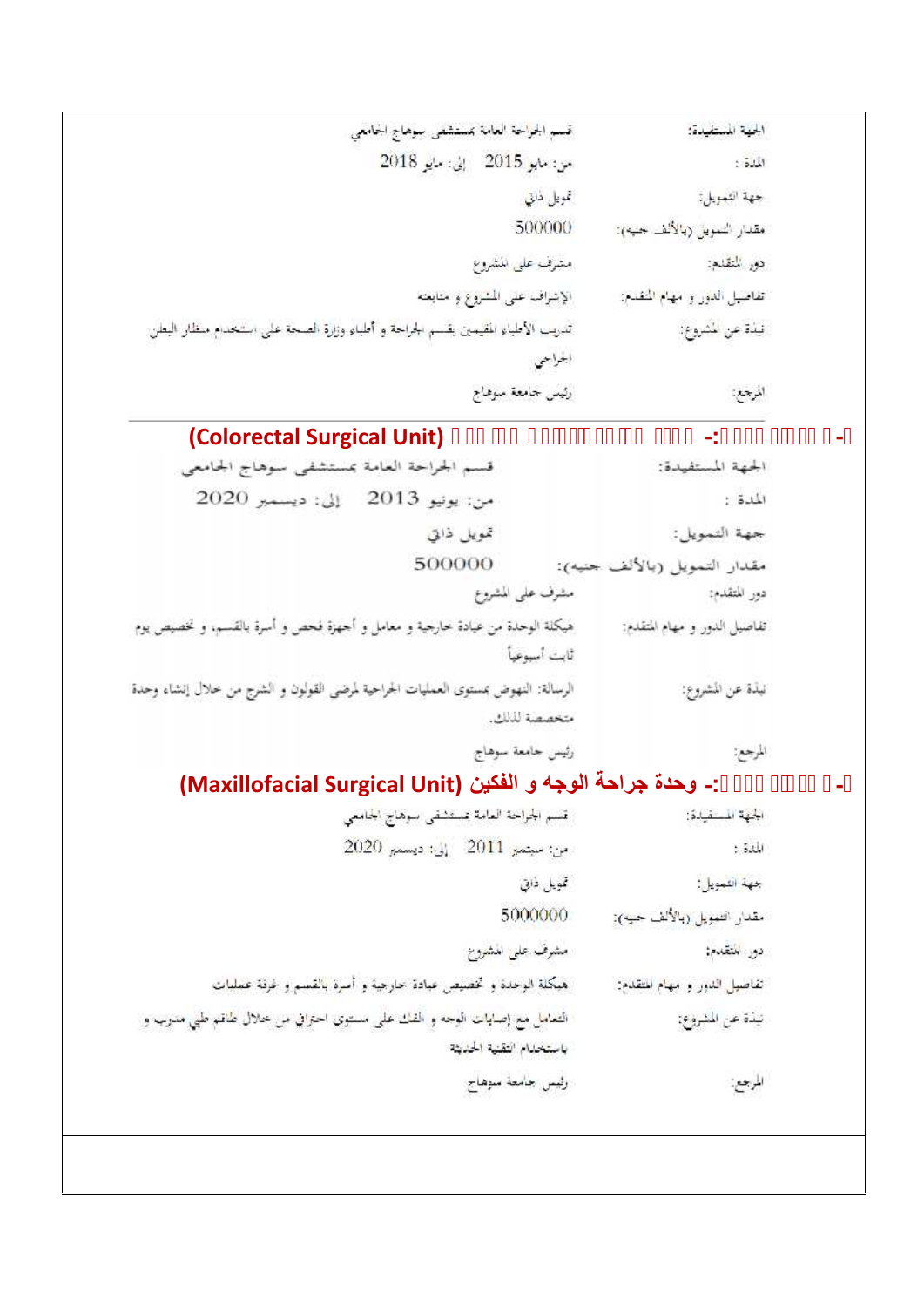| | |
|---|---|
| الجهة المستفيدة: | قسم الجراحة العامة بمستشفى سوهاج الجامعي |
| المدة : | من: مايو 2015 إلى: مايو 2018 |
| جهة التمويل: | تمويل ذاتي |
| مقدار التمويل (بالألف جنيه): | 500000 |
| دور المتقدم: | مشرف على المشروع |
| تفاصيل الدور و مهام المتقدم: | الإشراف على المشروع و متابعته |
| نبذة عن المشروع: | تدريب الأطباء المقيمين بقسم الجراحة و أطباء وزارة الصحة على استخدام منظار البطن الجراحي |
| المرجع: | رئيس جامعة سوهاج |

## (Colorectal Surgical Unit)

| | |
|---|---|
| الجهة المستفيدة: | قسم الجراحة العامة بمستشفى سوهاج الجامعي |
| المدة : | من: يونيو 2013 إلى: ديسمبر 2020 |
| جهة التمويل: | تمويل ذاتي |
| مقدار التمويل (بالألف جنيه): | 500000 |
| دور المتقدم: | مشرف على المشروع |
| تفاصيل الدور و مهام المتقدم: | هيكلة الوحدة من عيادة خارجية و معامل و أجهزة فحص و أسرة بالقسم، و تخصيص يوم ثابت أسبوعياً |
| نبذة عن المشروع: | الرسالة: النهوض بمستوى العمليات الجراحية لمرضى القولون و الشرج من خلال إنشاء وحدة متخصصة لذلك. |
| المرجع: | رئيس جامعة سوهاج |

## -: وحدة جراحة الوجه و الفكين (Maxillofacial Surgical Unit)

| | |
|---|---|
| الجهة المستفيدة: | قسم الجراحة العامة بمستشفى سوهاج الجامعي |
| المدة : | من: سبتمبر 2011 إلى: ديسمبر 2020 |
| جهة التمويل: | تمويل ذاتي |
| مقدار التمويل (بالألف جنيه): | 5000000 |
| دور المتقدم: | مشرف على المشروع |
| تفاصيل الدور و مهام المتقدم: | هيكلة الوحدة و تخصيص عيادة خارجية و أسرة بالقسم و غرفة عمليات |
| نبذة عن المشروع: | التعامل مع إصابات الوجه و الفك على مستوى احترافي من خلال طاقم طبي مدرب و باستخدام التقنية الحديثة |
| المرجع: | رئيس جامعة سوهاج |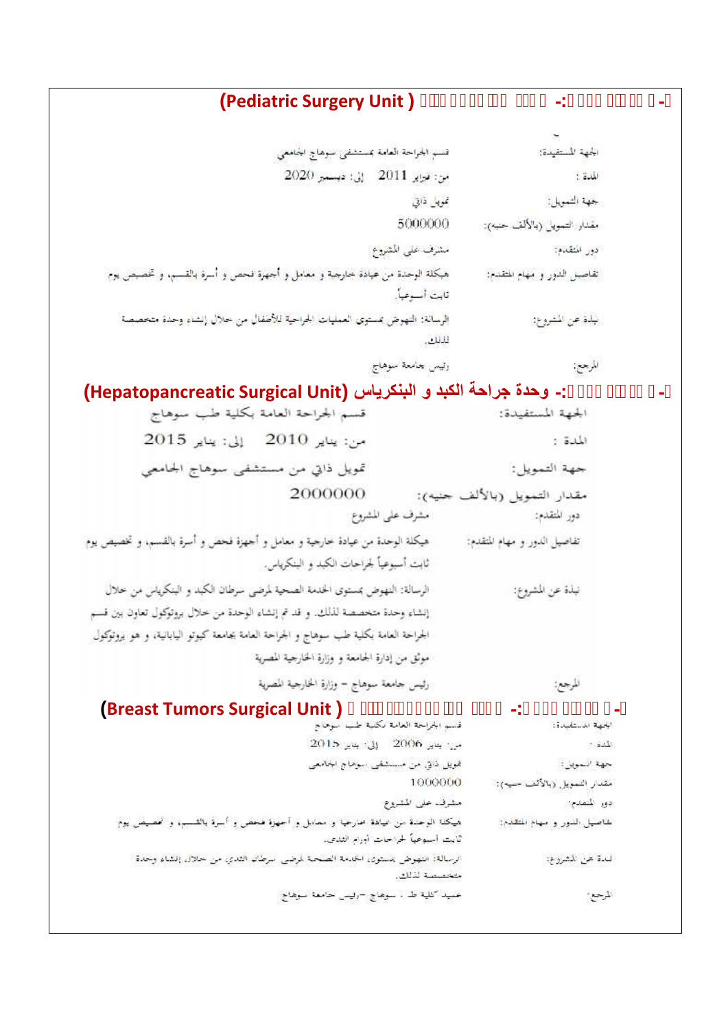## -□ □□□□□ □□□□ □:- □□□□ □□□□□□□□ (Pediatric Surgery Unit)

| | |
|---|---|
| الجهة المستفيدة: | قسم الجراحة العامة بمستشفى سوهاج الجامعي |
| المدة : | من: فبراير 2011 إلى: ديسمبر 2020 |
| جهة التمويل: | تمويل ذاتي |
| مقدار التمويل (بالألف جنيه): | 5000000 |
| دور المتقدم: | مشرف على المشروع |
| تفاصيل الدور و مهام المتقدم: | هيكلة الوحدة من عيادة خارجية و معامل و أجهزة فحص و أسرة بالقسم، و تخصيص يوم ثابت أسبوعياً. |
| نبذة عن المشروع: | الرسالة: النهوض بمستوى العمليات الجراحية للأطفال من خلال إنشاء وحدة متخصصة لذلك. |
| المرجع: | رئيس جامعة سوهاج |

## -□ □□□□□ □□□□ □:- وحدة جراحة الكبد و البنكرياس (Hepatopancreatic Surgical Unit)

| | |
|---|---|
| الجهة المستفيدة: | قسم الجراحة العامة بكلية طب سوهاج |
| المدة : | من: يناير 2010 إلى: يناير 2015 |
| جهة التمويل: | تمويل ذاتي من مستشفى سوهاج الجامعي |
| مقدار التمويل (بالألف جنيه): | 2000000 |
| دور المتقدم: | مشرف على المشروع |
| تفاصيل الدور و مهام المتقدم: | هيكلة الوحدة من عيادة خارجية و معامل و أجهزة فحص و أسرة بالقسم، و تخصيص يوم ثابت أسبوعياً لجراحات الكبد و البنكرياس. |
| نبذة عن المشروع: | الرسالة: النهوض بمستوى الخدمة الصحية لمرضى سرطان الكبد و البنكرياس من خلال إنشاء وحدة متخصصة لذلك. و قد تم إنشاء الوحدة من خلال بروتوكول تعاون بين قسم الجراحة العامة بكلية طب سوهاج و الجراحة العامة بجامعة كيوتو اليابانية، و هو بروتوكول موثق من إدارة الجامعة و وزارة الخارجية المصرية |
| المرجع: | رئيس جامعة سوهاج – وزارة الخارجية المصرية |

## -□ □□□□□ □□□□ □:- □□□□ □□□□□□□□□□□□ (Breast Tumors Surgical Unit)

| | |
|---|---|
| الجهة المستفيدة: | قسم الجراحة العامة بكلية طب سوهاج |
| المدة : | من: يناير 2006 إلى: يناير 2015 |
| جهة التمويل: | تمويل ذاتي من مستشفى سوهاج الجامعي |
| مقدار التمويل (بالألف جنيه): | 1000000 |
| دور المتقدم: | مشرف على المشروع |
| تفاصيل الدور و مهام المتقدم: | هيكلة الوحدة من عيادة خارجية و معامل و أجهزة فحص و أسرة بالقسم، و تخصيص يوم ثابت أسبوعياً لجراحات أورام الثدي. |
| نبذة عن المشروع: | الرسالة: النهوض بمستوى الخدمة الصحية لمرضى سرطان الثدي من خلال إنشاء وحدة متخصصة لذلك. |
| المرجع: | عميد كلية طب سوهاج – رئيس جامعة سوهاج |